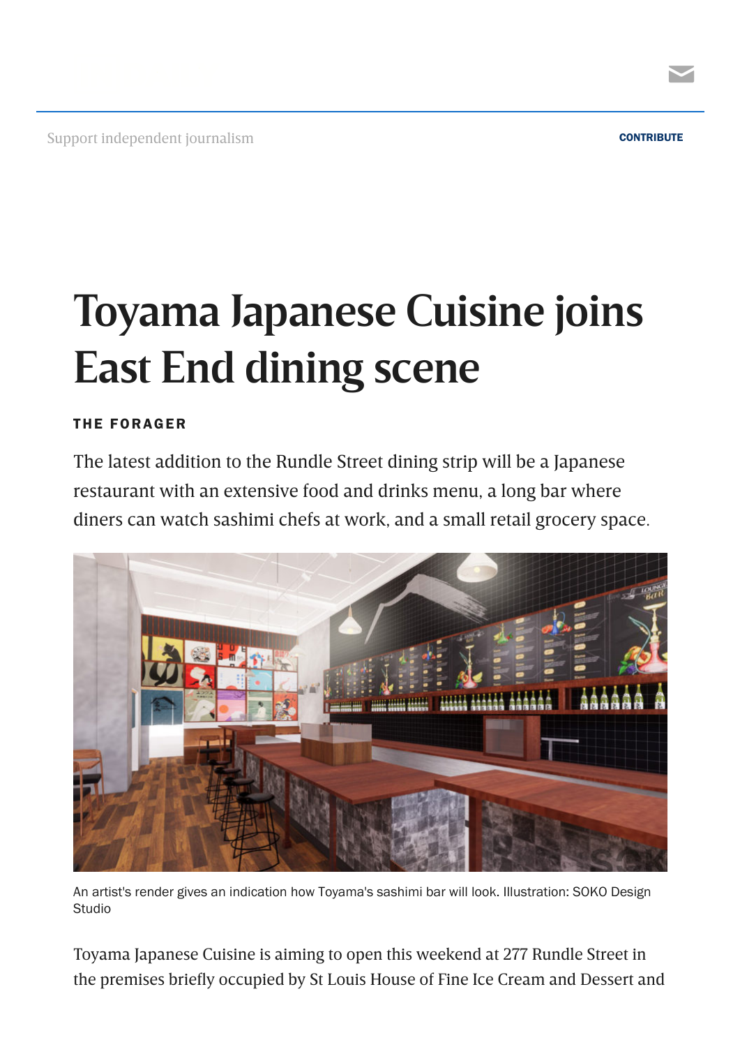Support independent journalism

CONTRIBUTE

# Toyama Japanese Cuisine joins East End dining scene

**THE FORAGER**

The latest addition to the Rundle Street dining strip will be a Japanese restaurant with an extensive food and drinks menu, a long bar where diners can watch sashimi chefs at work, and a small retail grocery space.

An artist's render gives an indication how Toyama's sashimi bar will look. Illustration: SOKO Design Studio

Toyama Japanese Cuisine is aiming to open this weekend at 277 Rundle Street in the premises briefly occupied by St Louis House of Fine Ice Cream and Dessert and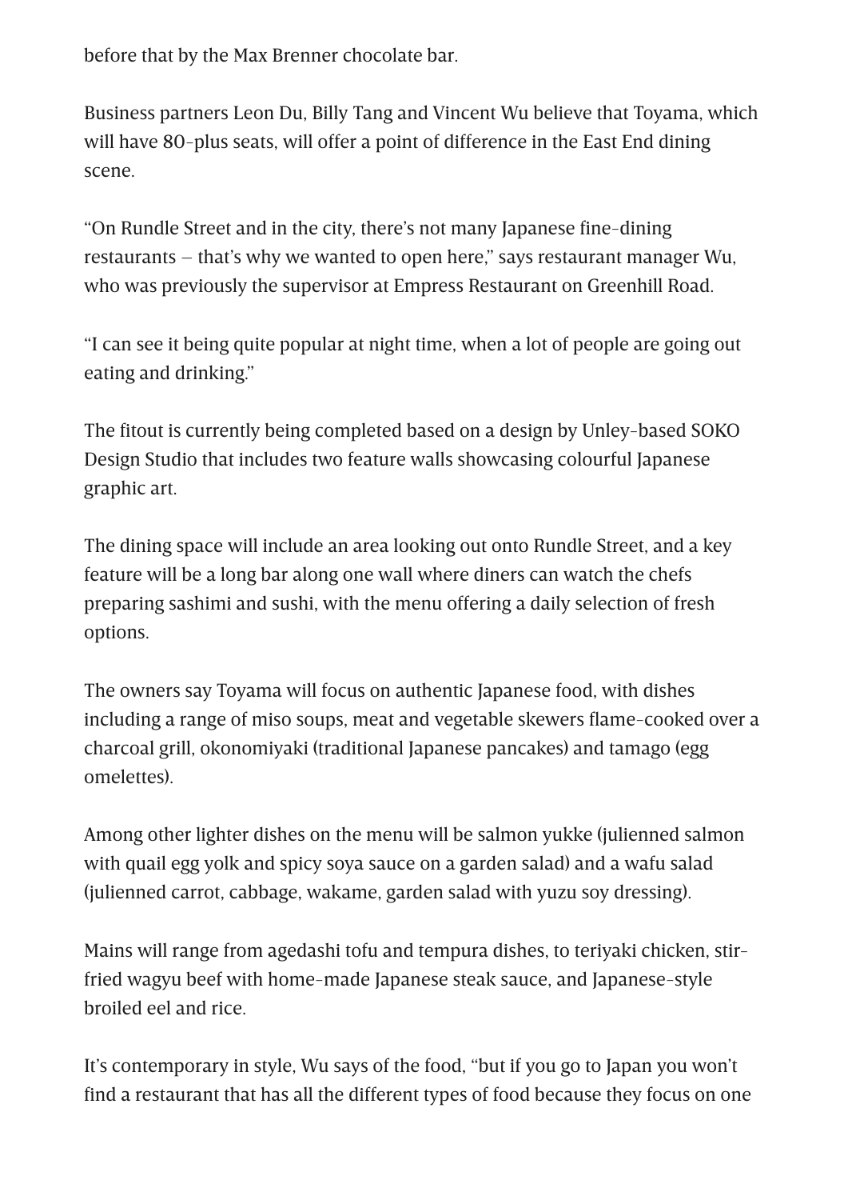before that by the Max Brenner chocolate bar.

Business partners Leon Du, Billy Tang and Vincent Wu believe that Toyama, which will have 80-plus seats, will offer a point of difference in the East End dining scene.

“On Rundle Street and in the city, there’s not many Japanese fine-dining restaurants – that’s why we wanted to open here,” says restaurant manager Wu, who was previously the supervisor at Empress Restaurant on Greenhill Road.

“I can see it being quite popular at night time, when a lot of people are going out eating and drinking.”

The fitout is currently being completed based on a design by Unley-based SOKO Design Studio that includes two feature walls showcasing colourful Japanese graphic art.

The dining space will include an area looking out onto Rundle Street, and a key feature will be a long bar along one wall where diners can watch the chefs preparing sashimi and sushi, with the menu offering a daily selection of fresh options.

The owners say Toyama will focus on authentic Japanese food, with dishes including a range of miso soups, meat and vegetable skewers flame-cooked over a charcoal grill, okonomiyaki (traditional Japanese pancakes) and tamago (egg omelettes).

Among other lighter dishes on the menu will be salmon yukke (julienned salmon with quail egg yolk and spicy soya sauce on a garden salad) and a wafu salad (julienned carrot, cabbage, wakame, garden salad with yuzu soy dressing).

Mains will range from agedashi tofu and tempura dishes, to teriyaki chicken, stir-fried wagyu beef with home-made Japanese steak sauce, and Japanese-style broiled eel and rice.

It’s contemporary in style, Wu says of the food, “but if you go to Japan you won’t find a restaurant that has all the different types of food because they focus on one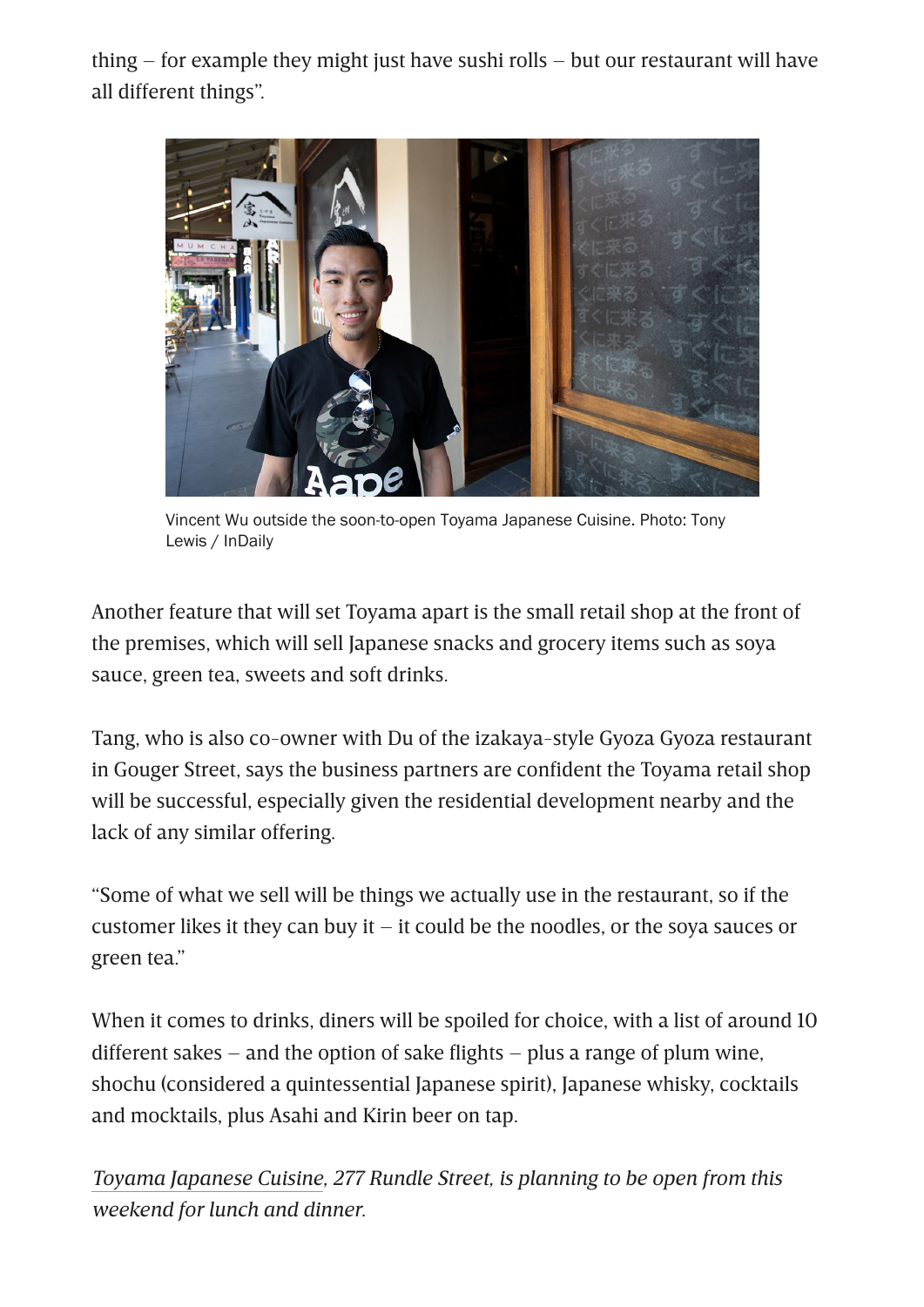thing – for example they might just have sushi rolls – but our restaurant will have all different things".

Vincent Wu outside the soon-to-open Toyama Japanese Cuisine. Photo: Tony Lewis / InDaily

Another feature that will set Toyama apart is the small retail shop at the front of the premises, which will sell Japanese snacks and grocery items such as soya sauce, green tea, sweets and soft drinks.

Tang, who is also co-owner with Du of the izakaya-style Gyoza Gyoza restaurant in Gouger Street, says the business partners are confident the Toyama retail shop will be successful, especially given the residential development nearby and the lack of any similar offering.

"Some of what we sell will be things we actually use in the restaurant, so if the customer likes it they can buy it – it could be the noodles, or the soya sauces or green tea."

When it comes to drinks, diners will be spoiled for choice, with a list of around 10 different sakes – and the option of sake flights – plus a range of plum wine, shochu (considered a quintessential Japanese spirit), Japanese whisky, cocktails and mocktails, plus Asahi and Kirin beer on tap.

*Toyama Japanese Cuisine, 277 Rundle Street, is planning to be open from this weekend for lunch and dinner.*